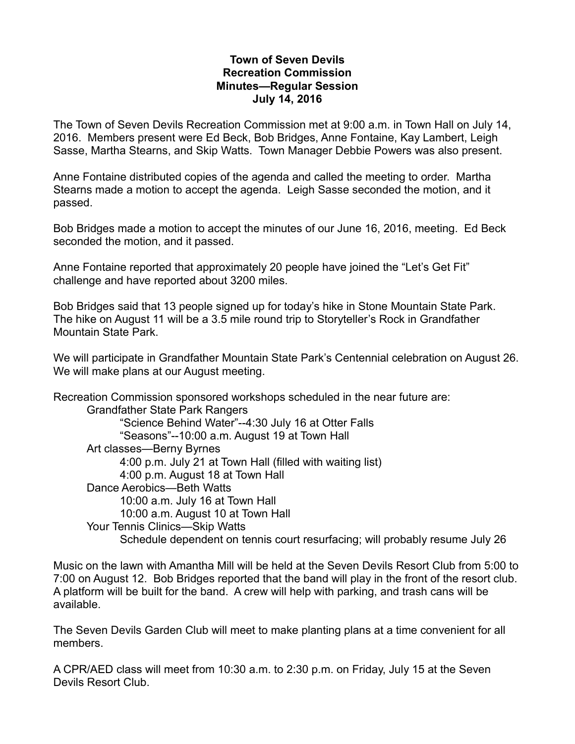**Town of Seven Devils**
**Recreation Commission**
**Minutes—Regular Session**
**July 14, 2016**

The Town of Seven Devils Recreation Commission met at 9:00 a.m. in Town Hall on July 14, 2016. Members present were Ed Beck, Bob Bridges, Anne Fontaine, Kay Lambert, Leigh Sasse, Martha Stearns, and Skip Watts. Town Manager Debbie Powers was also present.

Anne Fontaine distributed copies of the agenda and called the meeting to order. Martha Stearns made a motion to accept the agenda. Leigh Sasse seconded the motion, and it passed.

Bob Bridges made a motion to accept the minutes of our June 16, 2016, meeting. Ed Beck seconded the motion, and it passed.

Anne Fontaine reported that approximately 20 people have joined the "Let's Get Fit" challenge and have reported about 3200 miles.

Bob Bridges said that 13 people signed up for today's hike in Stone Mountain State Park. The hike on August 11 will be a 3.5 mile round trip to Storyteller's Rock in Grandfather Mountain State Park.

We will participate in Grandfather Mountain State Park's Centennial celebration on August 26. We will make plans at our August meeting.

Recreation Commission sponsored workshops scheduled in the near future are:

- Grandfather State Park Rangers
  - "Science Behind Water"--4:30 July 16 at Otter Falls
  - "Seasons"--10:00 a.m. August 19 at Town Hall
- Art classes—Berny Byrnes
  - 4:00 p.m. July 21 at Town Hall (filled with waiting list)
  - 4:00 p.m. August 18 at Town Hall
- Dance Aerobics—Beth Watts
  - 10:00 a.m. July 16 at Town Hall
  - 10:00 a.m. August 10 at Town Hall
- Your Tennis Clinics—Skip Watts
  - Schedule dependent on tennis court resurfacing; will probably resume July 26

Music on the lawn with Amantha Mill will be held at the Seven Devils Resort Club from 5:00 to 7:00 on August 12. Bob Bridges reported that the band will play in the front of the resort club. A platform will be built for the band. A crew will help with parking, and trash cans will be available.

The Seven Devils Garden Club will meet to make planting plans at a time convenient for all members.

A CPR/AED class will meet from 10:30 a.m. to 2:30 p.m. on Friday, July 15 at the Seven Devils Resort Club.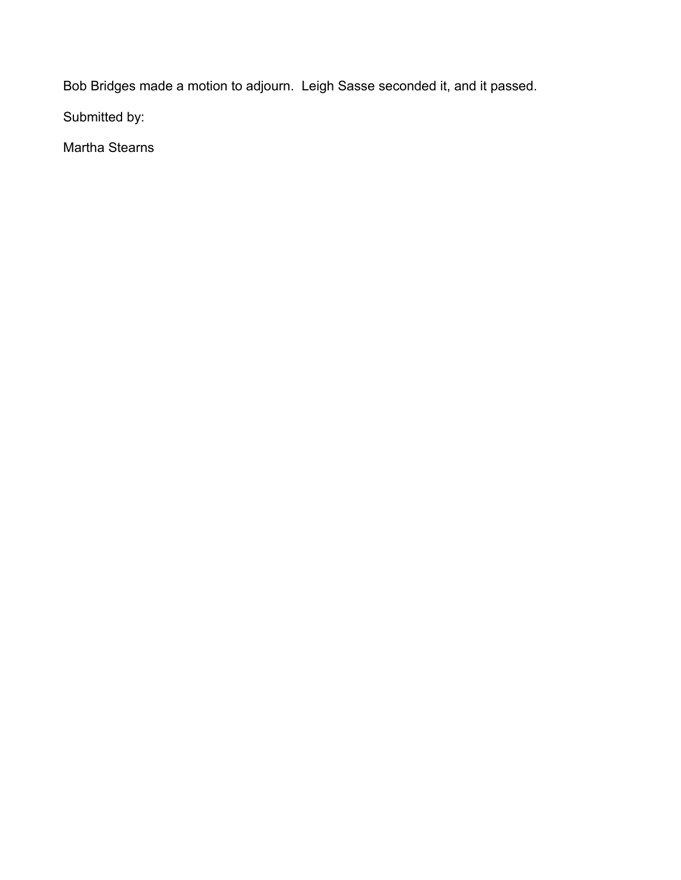Bob Bridges made a motion to adjourn.  Leigh Sasse seconded it, and it passed.

Submitted by:

Martha Stearns